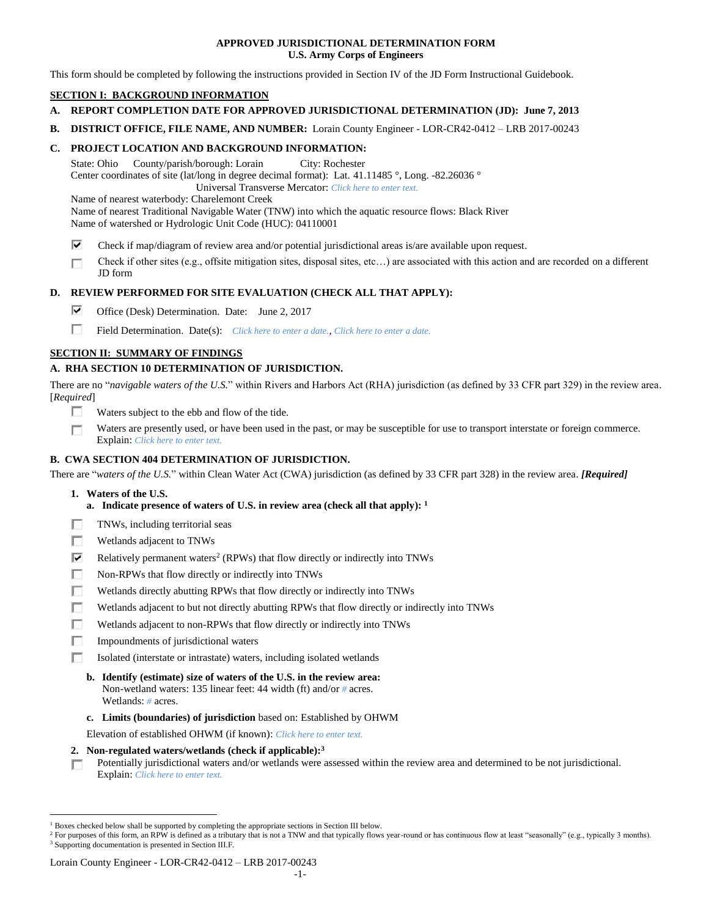# APPROVED JURISDICTIONAL DETERMINATION FORM
## U.S. Army Corps of Engineers

This form should be completed by following the instructions provided in Section IV of the JD Form Instructional Guidebook.

## SECTION I: BACKGROUND INFORMATION

**A. REPORT COMPLETION DATE FOR APPROVED JURISDICTIONAL DETERMINATION (JD): June 7, 2013**

**B. DISTRICT OFFICE, FILE NAME, AND NUMBER:** Lorain County Engineer - LOR-CR42-0412 – LRB 2017-00243

**C. PROJECT LOCATION AND BACKGROUND INFORMATION:**

State: Ohio  County/parish/borough: Lorain  City: Rochester
Center coordinates of site (lat/long in degree decimal format): Lat. 41.11485 °, Long. -82.26036 °
Universal Transverse Mercator: *Click here to enter text.*
Name of nearest waterbody: Charelemont Creek
Name of nearest Traditional Navigable Water (TNW) into which the aquatic resource flows: Black River
Name of watershed or Hydrologic Unit Code (HUC): 04110001

- ☑ Check if map/diagram of review area and/or potential jurisdictional areas is/are available upon request.
- ☐ Check if other sites (e.g., offsite mitigation sites, disposal sites, etc…) are associated with this action and are recorded on a different JD form

**D. REVIEW PERFORMED FOR SITE EVALUATION (CHECK ALL THAT APPLY):**

- ☑ Office (Desk) Determination. Date: June 2, 2017
- ☐ Field Determination. Date(s): *Click here to enter a date., Click here to enter a date.*

## SECTION II: SUMMARY OF FINDINGS

**A. RHA SECTION 10 DETERMINATION OF JURISDICTION.**

There are no "*navigable waters of the U.S.*" within Rivers and Harbors Act (RHA) jurisdiction (as defined by 33 CFR part 329) in the review area. [*Required*]

- ☐ Waters subject to the ebb and flow of the tide.
- ☐ Waters are presently used, or have been used in the past, or may be susceptible for use to transport interstate or foreign commerce. Explain: *Click here to enter text.*

**B. CWA SECTION 404 DETERMINATION OF JURISDICTION.**

There are "*waters of the U.S.*" within Clean Water Act (CWA) jurisdiction (as defined by 33 CFR part 328) in the review area. ***[Required]***

**1. Waters of the U.S.**

**a. Indicate presence of waters of U.S. in review area (check all that apply):** [1]

- ☐ TNWs, including territorial seas
- ☐ Wetlands adjacent to TNWs
- ☑ Relatively permanent waters[2] (RPWs) that flow directly or indirectly into TNWs
- ☐ Non-RPWs that flow directly or indirectly into TNWs
- ☐ Wetlands directly abutting RPWs that flow directly or indirectly into TNWs
- ☐ Wetlands adjacent to but not directly abutting RPWs that flow directly or indirectly into TNWs
- ☐ Wetlands adjacent to non-RPWs that flow directly or indirectly into TNWs
- ☐ Impoundments of jurisdictional waters
- ☐ Isolated (interstate or intrastate) waters, including isolated wetlands

**b. Identify (estimate) size of waters of the U.S. in the review area:**
Non-wetland waters: 135 linear feet: 44 width (ft) and/or # acres.
Wetlands: # acres.

**c. Limits (boundaries) of jurisdiction** based on: Established by OHWM

Elevation of established OHWM (if known): *Click here to enter text.*

**2. Non-regulated waters/wetlands (check if applicable):**[3]

- ☐ Potentially jurisdictional waters and/or wetlands were assessed within the review area and determined to be not jurisdictional. Explain: *Click here to enter text.*

---

[1] Boxes checked below shall be supported by completing the appropriate sections in Section III below.
[2] For purposes of this form, an RPW is defined as a tributary that is not a TNW and that typically flows year-round or has continuous flow at least "seasonally" (e.g., typically 3 months).
[3] Supporting documentation is presented in Section III.F.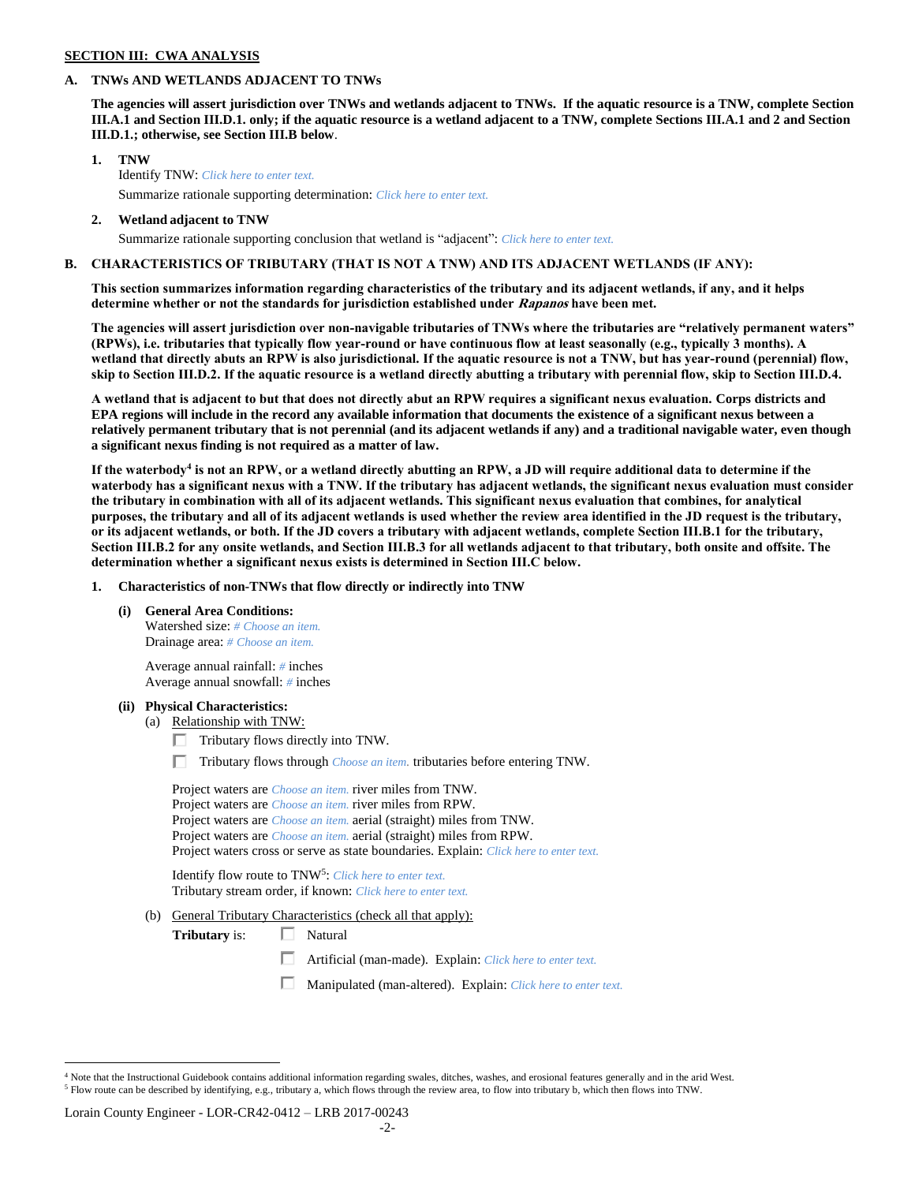**SECTION III: CWA ANALYSIS**

**A. TNWs AND WETLANDS ADJACENT TO TNWs**

**The agencies will assert jurisdiction over TNWs and wetlands adjacent to TNWs. If the aquatic resource is a TNW, complete Section III.A.1 and Section III.D.1. only; if the aquatic resource is a wetland adjacent to a TNW, complete Sections III.A.1 and 2 and Section III.D.1.; otherwise, see Section III.B below**.

**1. TNW**

Identify TNW: *Click here to enter text.*

Summarize rationale supporting determination: *Click here to enter text.*

**2. Wetland adjacent to TNW**

Summarize rationale supporting conclusion that wetland is "adjacent": *Click here to enter text.*

**B. CHARACTERISTICS OF TRIBUTARY (THAT IS NOT A TNW) AND ITS ADJACENT WETLANDS (IF ANY):**

**This section summarizes information regarding characteristics of the tributary and its adjacent wetlands, if any, and it helps determine whether or not the standards for jurisdiction established under *Rapanos* have been met.**

**The agencies will assert jurisdiction over non-navigable tributaries of TNWs where the tributaries are "relatively permanent waters" (RPWs), i.e. tributaries that typically flow year-round or have continuous flow at least seasonally (e.g., typically 3 months). A wetland that directly abuts an RPW is also jurisdictional. If the aquatic resource is not a TNW, but has year-round (perennial) flow, skip to Section III.D.2. If the aquatic resource is a wetland directly abutting a tributary with perennial flow, skip to Section III.D.4.**

**A wetland that is adjacent to but that does not directly abut an RPW requires a significant nexus evaluation. Corps districts and EPA regions will include in the record any available information that documents the existence of a significant nexus between a relatively permanent tributary that is not perennial (and its adjacent wetlands if any) and a traditional navigable water, even though a significant nexus finding is not required as a matter of law.**

**If the waterbody[4] is not an RPW, or a wetland directly abutting an RPW, a JD will require additional data to determine if the waterbody has a significant nexus with a TNW. If the tributary has adjacent wetlands, the significant nexus evaluation must consider the tributary in combination with all of its adjacent wetlands. This significant nexus evaluation that combines, for analytical purposes, the tributary and all of its adjacent wetlands is used whether the review area identified in the JD request is the tributary, or its adjacent wetlands, or both. If the JD covers a tributary with adjacent wetlands, complete Section III.B.1 for the tributary, Section III.B.2 for any onsite wetlands, and Section III.B.3 for all wetlands adjacent to that tributary, both onsite and offsite. The determination whether a significant nexus exists is determined in Section III.C below.**

**1. Characteristics of non-TNWs that flow directly or indirectly into TNW**

**(i) General Area Conditions:**

Watershed size: *# Choose an item.*
Drainage area: *# Choose an item.*

Average annual rainfall: *#* inches
Average annual snowfall: *#* inches

**(ii) Physical Characteristics:**

(a) Relationship with TNW:

- ☐ Tributary flows directly into TNW.
- ☐ Tributary flows through *Choose an item.* tributaries before entering TNW.

Project waters are *Choose an item.* river miles from TNW.
Project waters are *Choose an item.* river miles from RPW.
Project waters are *Choose an item.* aerial (straight) miles from TNW.
Project waters are *Choose an item.* aerial (straight) miles from RPW.
Project waters cross or serve as state boundaries. Explain: *Click here to enter text.*

Identify flow route to TNW[5]: *Click here to enter text.*
Tributary stream order, if known: *Click here to enter text.*

(b) General Tributary Characteristics (check all that apply):

**Tributary** is:
- ☐ Natural
- ☐ Artificial (man-made). Explain: *Click here to enter text.*
- ☐ Manipulated (man-altered). Explain: *Click here to enter text.*

---

[4] Note that the Instructional Guidebook contains additional information regarding swales, ditches, washes, and erosional features generally and in the arid West.

[5] Flow route can be described by identifying, e.g., tributary a, which flows through the review area, to flow into tributary b, which then flows into TNW.

Lorain County Engineer - LOR-CR42-0412 – LRB 2017-00243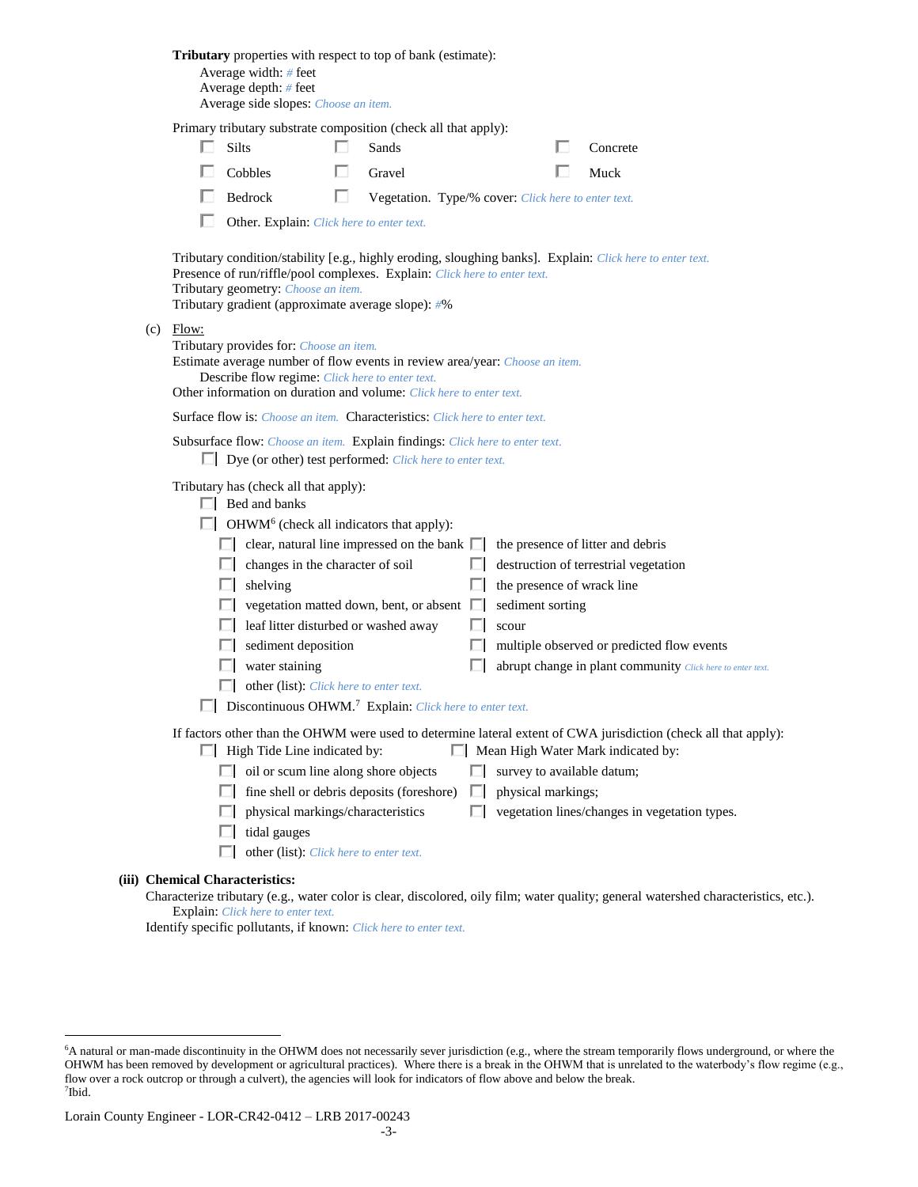**Tributary** properties with respect to top of bank (estimate):

Average width: # feet
Average depth: # feet
Average side slopes: Choose an item.

Primary tributary substrate composition (check all that apply):

- ☐ Silts
- ☐ Sands
- ☐ Concrete
- ☐ Cobbles
- ☐ Gravel
- ☐ Muck
- ☐ Bedrock
- ☐ Vegetation. Type/% cover: Click here to enter text.
- ☐ Other. Explain: Click here to enter text.

Tributary condition/stability [e.g., highly eroding, sloughing banks]. Explain: Click here to enter text.
Presence of run/riffle/pool complexes. Explain: Click here to enter text.
Tributary geometry: Choose an item.
Tributary gradient (approximate average slope): #%

(c) Flow:

Tributary provides for: Choose an item.
Estimate average number of flow events in review area/year: Choose an item.
Describe flow regime: Click here to enter text.
Other information on duration and volume: Click here to enter text.

Surface flow is: Choose an item. Characteristics: Click here to enter text.

Subsurface flow: Choose an item. Explain findings: Click here to enter text.

- ☐ Dye (or other) test performed: Click here to enter text.

Tributary has (check all that apply):

- ☐ Bed and banks
- ☐ OHWM[6] (check all indicators that apply):
  - ☐ clear, natural line impressed on the bank
  - ☐ the presence of litter and debris
  - ☐ changes in the character of soil
  - ☐ destruction of terrestrial vegetation
  - ☐ shelving
  - ☐ the presence of wrack line
  - ☐ vegetation matted down, bent, or absent
  - ☐ sediment sorting
  - ☐ leaf litter disturbed or washed away
  - ☐ scour
  - ☐ sediment deposition
  - ☐ multiple observed or predicted flow events
  - ☐ water staining
  - ☐ abrupt change in plant community Click here to enter text.
  - ☐ other (list): Click here to enter text.
- ☐ Discontinuous OHWM.[7] Explain: Click here to enter text.

If factors other than the OHWM were used to determine lateral extent of CWA jurisdiction (check all that apply):

- ☐ High Tide Line indicated by:
  - ☐ oil or scum line along shore objects
  - ☐ fine shell or debris deposits (foreshore)
  - ☐ physical markings/characteristics
  - ☐ tidal gauges
  - ☐ other (list): Click here to enter text.
- ☐ Mean High Water Mark indicated by:
  - ☐ survey to available datum;
  - ☐ physical markings;
  - ☐ vegetation lines/changes in vegetation types.

**(iii) Chemical Characteristics:**

Characterize tributary (e.g., water color is clear, discolored, oily film; water quality; general watershed characteristics, etc.).
Explain: Click here to enter text.
Identify specific pollutants, if known: Click here to enter text.

---

[6]A natural or man-made discontinuity in the OHWM does not necessarily sever jurisdiction (e.g., where the stream temporarily flows underground, or where the OHWM has been removed by development or agricultural practices). Where there is a break in the OHWM that is unrelated to the waterbody's flow regime (e.g., flow over a rock outcrop or through a culvert), the agencies will look for indicators of flow above and below the break.
[7]Ibid.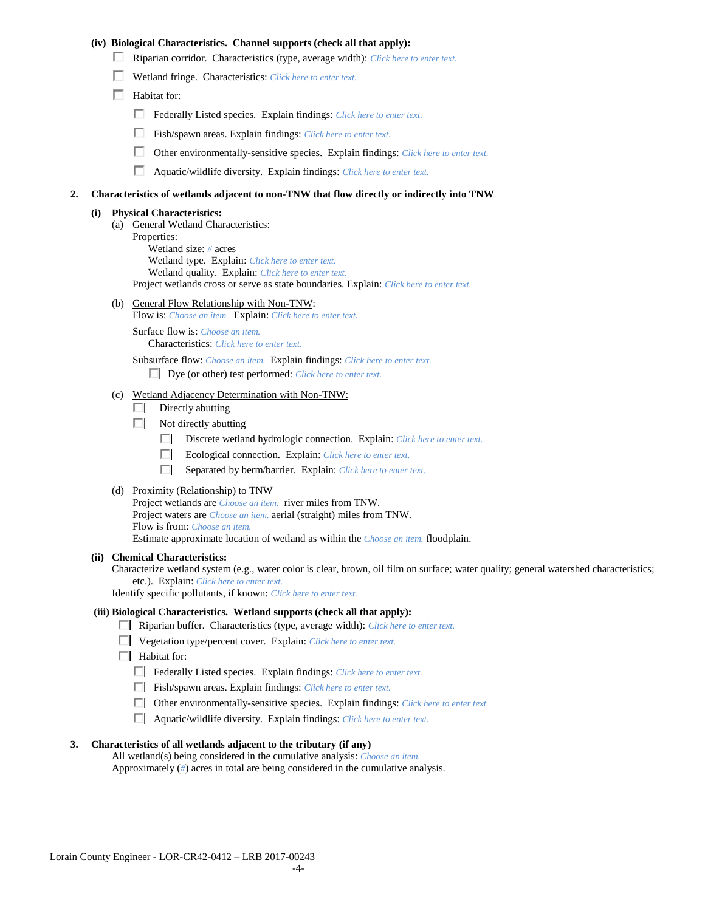**(iv) Biological Characteristics. Channel supports (check all that apply):**

- ☐ Riparian corridor. Characteristics (type, average width): *Click here to enter text.*
- ☐ Wetland fringe. Characteristics: *Click here to enter text.*
- ☐ Habitat for:
  - ☐ Federally Listed species. Explain findings: *Click here to enter text.*
  - ☐ Fish/spawn areas. Explain findings: *Click here to enter text.*
  - ☐ Other environmentally-sensitive species. Explain findings: *Click here to enter text.*
  - ☐ Aquatic/wildlife diversity. Explain findings: *Click here to enter text.*

**2. Characteristics of wetlands adjacent to non-TNW that flow directly or indirectly into TNW**

**(i) Physical Characteristics:**

(a) General Wetland Characteristics:

Properties:

Wetland size: *#* acres

Wetland type. Explain: *Click here to enter text.*

Wetland quality. Explain: *Click here to enter text.*

Project wetlands cross or serve as state boundaries. Explain: *Click here to enter text.*

(b) General Flow Relationship with Non-TNW:

Flow is: *Choose an item.* Explain: *Click here to enter text.*

Surface flow is: *Choose an item.*

Characteristics: *Click here to enter text.*

Subsurface flow: *Choose an item.* Explain findings: *Click here to enter text.*

☐ Dye (or other) test performed: *Click here to enter text.*

(c) Wetland Adjacency Determination with Non-TNW:

- ☐ Directly abutting
- ☐ Not directly abutting
  - ☐ Discrete wetland hydrologic connection. Explain: *Click here to enter text.*
  - ☐ Ecological connection. Explain: *Click here to enter text.*
  - ☐ Separated by berm/barrier. Explain: *Click here to enter text.*

(d) Proximity (Relationship) to TNW

Project wetlands are *Choose an item.* river miles from TNW.

Project waters are *Choose an item.* aerial (straight) miles from TNW.

Flow is from: *Choose an item.*

Estimate approximate location of wetland as within the *Choose an item.* floodplain.

**(ii) Chemical Characteristics:**

Characterize wetland system (e.g., water color is clear, brown, oil film on surface; water quality; general watershed characteristics; etc.). Explain: *Click here to enter text.*

Identify specific pollutants, if known: *Click here to enter text.*

**(iii) Biological Characteristics. Wetland supports (check all that apply):**

- ☐ Riparian buffer. Characteristics (type, average width): *Click here to enter text.*
- ☐ Vegetation type/percent cover. Explain: *Click here to enter text.*
- ☐ Habitat for:
  - ☐ Federally Listed species. Explain findings: *Click here to enter text.*
  - ☐ Fish/spawn areas. Explain findings: *Click here to enter text.*
  - ☐ Other environmentally-sensitive species. Explain findings: *Click here to enter text.*
  - ☐ Aquatic/wildlife diversity. Explain findings: *Click here to enter text.*

**3. Characteristics of all wetlands adjacent to the tributary (if any)**

All wetland(s) being considered in the cumulative analysis: *Choose an item.*

Approximately (*#*) acres in total are being considered in the cumulative analysis.

Lorain County Engineer - LOR-CR42-0412 – LRB 2017-00243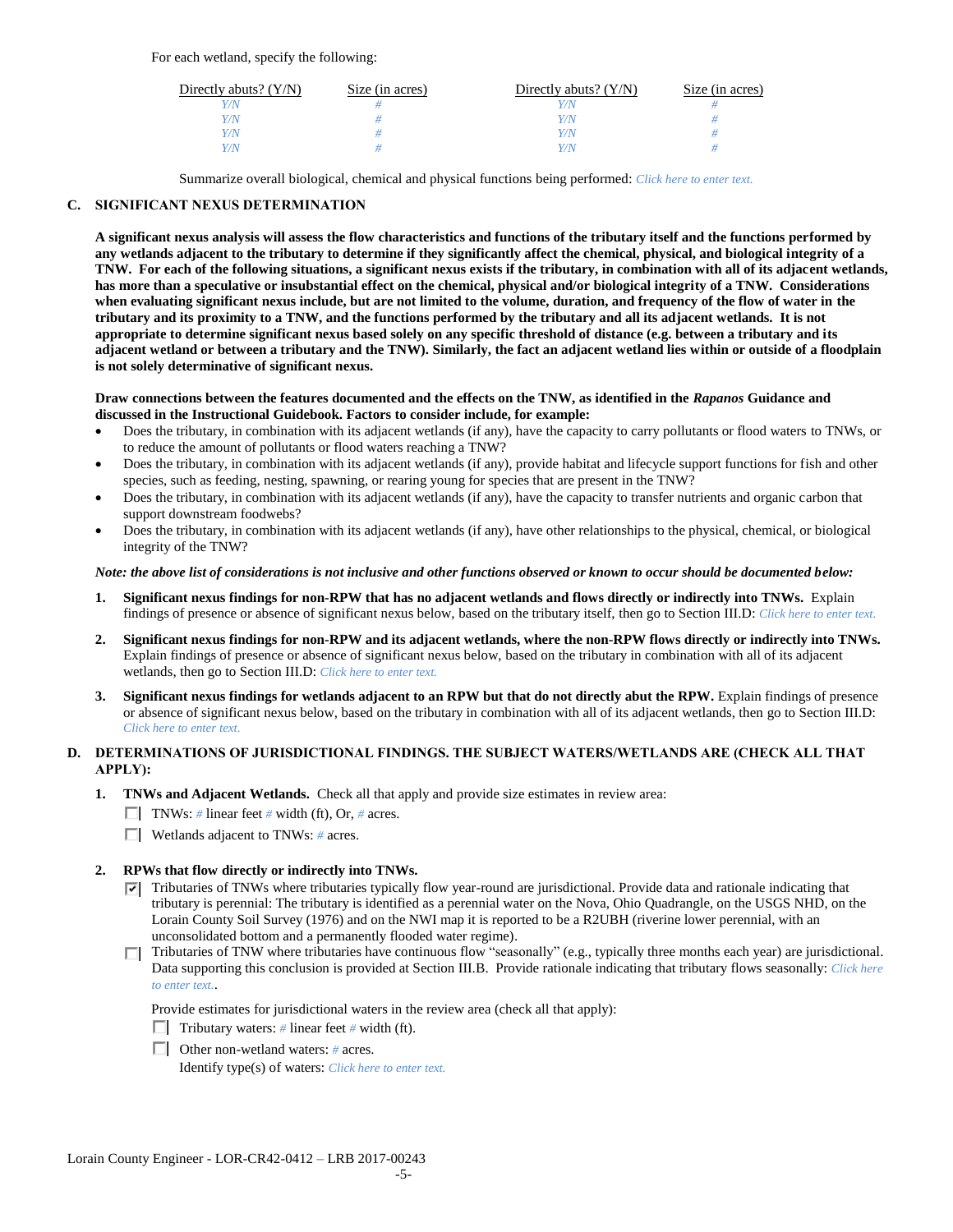For each wetland, specify the following:

| Directly abuts? (Y/N) | Size (in acres) | Directly abuts? (Y/N) | Size (in acres) |
|---|---|---|---|
| Y/N | # | Y/N | # |
| Y/N | # | Y/N | # |
| Y/N | # | Y/N | # |
| Y/N | # | Y/N | # |

Summarize overall biological, chemical and physical functions being performed: Click here to enter text.

**C. SIGNIFICANT NEXUS DETERMINATION**

**A significant nexus analysis will assess the flow characteristics and functions of the tributary itself and the functions performed by any wetlands adjacent to the tributary to determine if they significantly affect the chemical, physical, and biological integrity of a TNW. For each of the following situations, a significant nexus exists if the tributary, in combination with all of its adjacent wetlands, has more than a speculative or insubstantial effect on the chemical, physical and/or biological integrity of a TNW. Considerations when evaluating significant nexus include, but are not limited to the volume, duration, and frequency of the flow of water in the tributary and its proximity to a TNW, and the functions performed by the tributary and all its adjacent wetlands. It is not appropriate to determine significant nexus based solely on any specific threshold of distance (e.g. between a tributary and its adjacent wetland or between a tributary and the TNW). Similarly, the fact an adjacent wetland lies within or outside of a floodplain is not solely determinative of significant nexus.**

**Draw connections between the features documented and the effects on the TNW, as identified in the *Rapanos* Guidance and discussed in the Instructional Guidebook. Factors to consider include, for example:**

- Does the tributary, in combination with its adjacent wetlands (if any), have the capacity to carry pollutants or flood waters to TNWs, or to reduce the amount of pollutants or flood waters reaching a TNW?
- Does the tributary, in combination with its adjacent wetlands (if any), provide habitat and lifecycle support functions for fish and other species, such as feeding, nesting, spawning, or rearing young for species that are present in the TNW?
- Does the tributary, in combination with its adjacent wetlands (if any), have the capacity to transfer nutrients and organic carbon that support downstream foodwebs?
- Does the tributary, in combination with its adjacent wetlands (if any), have other relationships to the physical, chemical, or biological integrity of the TNW?

***Note: the above list of considerations is not inclusive and other functions observed or known to occur should be documented below:***

1. **Significant nexus findings for non-RPW that has no adjacent wetlands and flows directly or indirectly into TNWs.** Explain findings of presence or absence of significant nexus below, based on the tributary itself, then go to Section III.D: Click here to enter text.

2. **Significant nexus findings for non-RPW and its adjacent wetlands, where the non-RPW flows directly or indirectly into TNWs.** Explain findings of presence or absence of significant nexus below, based on the tributary in combination with all of its adjacent wetlands, then go to Section III.D: Click here to enter text.

3. **Significant nexus findings for wetlands adjacent to an RPW but that do not directly abut the RPW.** Explain findings of presence or absence of significant nexus below, based on the tributary in combination with all of its adjacent wetlands, then go to Section III.D: Click here to enter text.

**D. DETERMINATIONS OF JURISDICTIONAL FINDINGS. THE SUBJECT WATERS/WETLANDS ARE (CHECK ALL THAT APPLY):**

1. **TNWs and Adjacent Wetlands.** Check all that apply and provide size estimates in review area:
   - ☐ TNWs: # linear feet # width (ft), Or, # acres.
   - ☐ Wetlands adjacent to TNWs: # acres.

2. **RPWs that flow directly or indirectly into TNWs.**
   - ☑ Tributaries of TNWs where tributaries typically flow year-round are jurisdictional. Provide data and rationale indicating that tributary is perennial: The tributary is identified as a perennial water on the Nova, Ohio Quadrangle, on the USGS NHD, on the Lorain County Soil Survey (1976) and on the NWI map it is reported to be a R2UBH (riverine lower perennial, with an unconsolidated bottom and a permanently flooded water regime).
   - ☐ Tributaries of TNW where tributaries have continuous flow "seasonally" (e.g., typically three months each year) are jurisdictional. Data supporting this conclusion is provided at Section III.B. Provide rationale indicating that tributary flows seasonally: Click here to enter text..

   Provide estimates for jurisdictional waters in the review area (check all that apply):

   - ☐ Tributary waters: # linear feet # width (ft).
   - ☐ Other non-wetland waters: # acres.

     Identify type(s) of waters: Click here to enter text.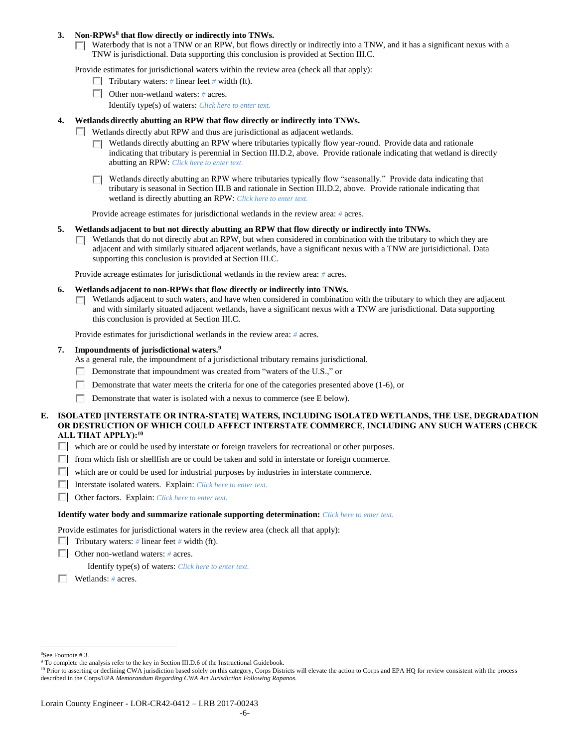**3. Non-RPWs[8] that flow directly or indirectly into TNWs.**

☐ Waterbody that is not a TNW or an RPW, but flows directly or indirectly into a TNW, and it has a significant nexus with a TNW is jurisdictional. Data supporting this conclusion is provided at Section III.C.

Provide estimates for jurisdictional waters within the review area (check all that apply):

- ☐ Tributary waters: *#* linear feet *#* width (ft).
- ☐ Other non-wetland waters: *#* acres.
  Identify type(s) of waters: *Click here to enter text.*

**4. Wetlands directly abutting an RPW that flow directly or indirectly into TNWs.**

☐ Wetlands directly abut RPW and thus are jurisdictional as adjacent wetlands.

- ☐ Wetlands directly abutting an RPW where tributaries typically flow year-round. Provide data and rationale indicating that tributary is perennial in Section III.D.2, above. Provide rationale indicating that wetland is directly abutting an RPW: *Click here to enter text.*
- ☐ Wetlands directly abutting an RPW where tributaries typically flow "seasonally." Provide data indicating that tributary is seasonal in Section III.B and rationale in Section III.D.2, above. Provide rationale indicating that wetland is directly abutting an RPW: *Click here to enter text.*

Provide acreage estimates for jurisdictional wetlands in the review area: *#* acres.

**5. Wetlands adjacent to but not directly abutting an RPW that flow directly or indirectly into TNWs.**

☐ Wetlands that do not directly abut an RPW, but when considered in combination with the tributary to which they are adjacent and with similarly situated adjacent wetlands, have a significant nexus with a TNW are jurisidictional. Data supporting this conclusion is provided at Section III.C.

Provide acreage estimates for jurisdictional wetlands in the review area: *#* acres.

**6. Wetlands adjacent to non-RPWs that flow directly or indirectly into TNWs.**

☐ Wetlands adjacent to such waters, and have when considered in combination with the tributary to which they are adjacent and with similarly situated adjacent wetlands, have a significant nexus with a TNW are jurisdictional. Data supporting this conclusion is provided at Section III.C.

Provide estimates for jurisdictional wetlands in the review area: *#* acres.

**7. Impoundments of jurisdictional waters.[9]**

As a general rule, the impoundment of a jurisdictional tributary remains jurisdictional.

- ☐ Demonstrate that impoundment was created from "waters of the U.S.," or
- ☐ Demonstrate that water meets the criteria for one of the categories presented above (1-6), or
- ☐ Demonstrate that water is isolated with a nexus to commerce (see E below).

**E. ISOLATED [INTERSTATE OR INTRA-STATE] WATERS, INCLUDING ISOLATED WETLANDS, THE USE, DEGRADATION OR DESTRUCTION OF WHICH COULD AFFECT INTERSTATE COMMERCE, INCLUDING ANY SUCH WATERS (CHECK ALL THAT APPLY):[10]**

- ☐ which are or could be used by interstate or foreign travelers for recreational or other purposes.
- ☐ from which fish or shellfish are or could be taken and sold in interstate or foreign commerce.
- ☐ which are or could be used for industrial purposes by industries in interstate commerce.
- ☐ Interstate isolated waters. Explain: *Click here to enter text.*
- ☐ Other factors. Explain: *Click here to enter text.*

**Identify water body and summarize rationale supporting determination:** *Click here to enter text.*

Provide estimates for jurisdictional waters in the review area (check all that apply):

- ☐ Tributary waters: *#* linear feet *#* width (ft).
- ☐ Other non-wetland waters: *#* acres.
  Identify type(s) of waters: *Click here to enter text.*
- ☐ Wetlands: *#* acres.

---

[8] See Footnote # 3.

[9] To complete the analysis refer to the key in Section III.D.6 of the Instructional Guidebook.

[10] Prior to asserting or declining CWA jurisdiction based solely on this category, Corps Districts will elevate the action to Corps and EPA HQ for review consistent with the process described in the Corps/EPA *Memorandum Regarding CWA Act Jurisdiction Following Rapanos.*

Lorain County Engineer - LOR-CR42-0412 – LRB 2017-00243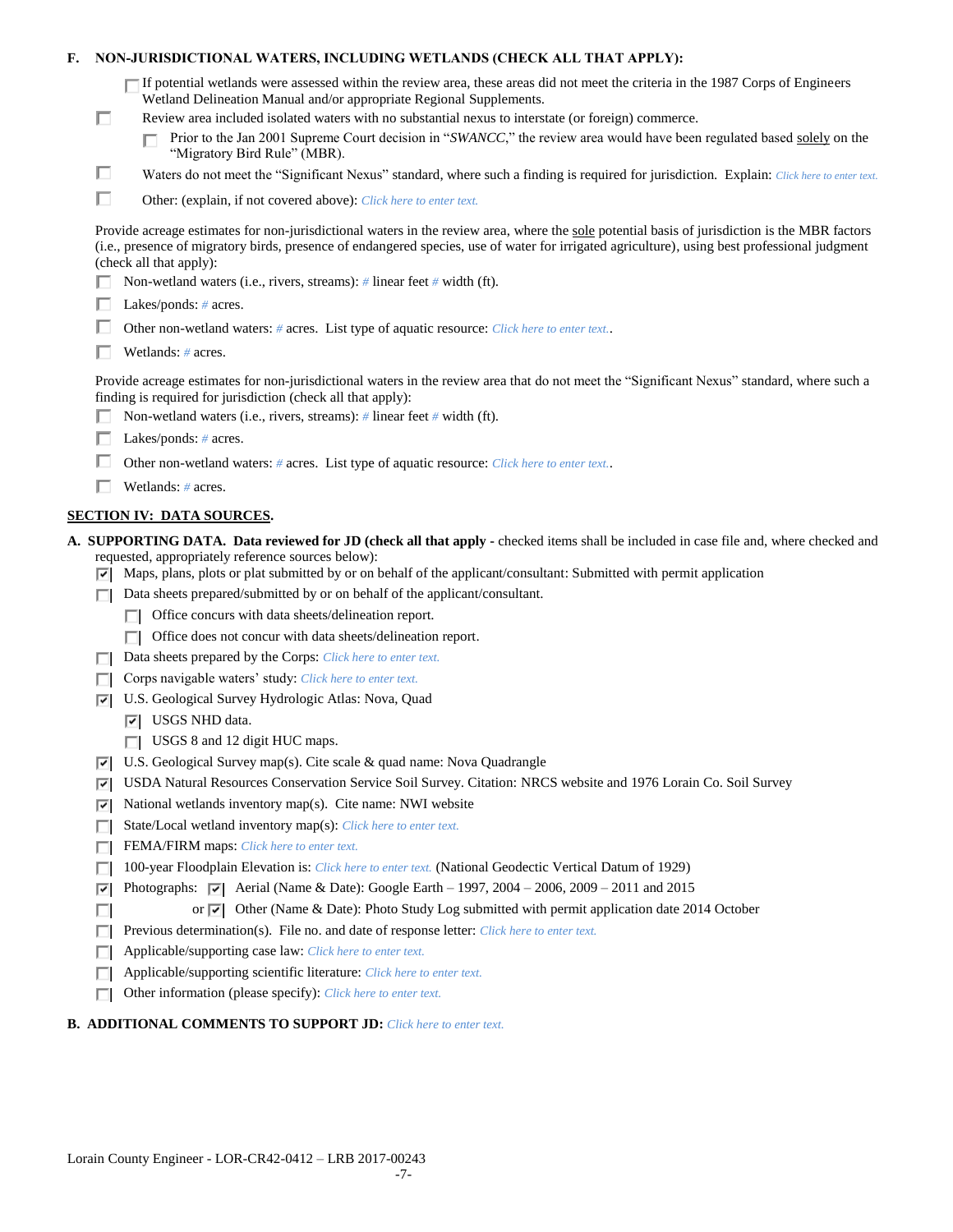**F. NON-JURISDICTIONAL WATERS, INCLUDING WETLANDS (CHECK ALL THAT APPLY):**

- ☐ If potential wetlands were assessed within the review area, these areas did not meet the criteria in the 1987 Corps of Engineers Wetland Delineation Manual and/or appropriate Regional Supplements.
- ☐ Review area included isolated waters with no substantial nexus to interstate (or foreign) commerce.
  - ☐ Prior to the Jan 2001 Supreme Court decision in "*SWANCC*," the review area would have been regulated based solely on the "Migratory Bird Rule" (MBR).
- ☐ Waters do not meet the "Significant Nexus" standard, where such a finding is required for jurisdiction. Explain: *Click here to enter text.*
- ☐ Other: (explain, if not covered above): *Click here to enter text.*

Provide acreage estimates for non-jurisdictional waters in the review area, where the sole potential basis of jurisdiction is the MBR factors (i.e., presence of migratory birds, presence of endangered species, use of water for irrigated agriculture), using best professional judgment (check all that apply):

- ☐ Non-wetland waters (i.e., rivers, streams): *#* linear feet *#* width (ft).
- ☐ Lakes/ponds: *#* acres.
- ☐ Other non-wetland waters: *#* acres. List type of aquatic resource: *Click here to enter text.*.
- ☐ Wetlands: *#* acres.

Provide acreage estimates for non-jurisdictional waters in the review area that do not meet the "Significant Nexus" standard, where such a finding is required for jurisdiction (check all that apply):

- ☐ Non-wetland waters (i.e., rivers, streams): *#* linear feet *#* width (ft).
- ☐ Lakes/ponds: *#* acres.
- ☐ Other non-wetland waters: *#* acres. List type of aquatic resource: *Click here to enter text.*.
- ☐ Wetlands: *#* acres.

## SECTION IV: DATA SOURCES.

**A. SUPPORTING DATA. Data reviewed for JD (check all that apply -** checked items shall be included in case file and, where checked and requested, appropriately reference sources below):

- ☑ Maps, plans, plots or plat submitted by or on behalf of the applicant/consultant: Submitted with permit application
- ☐ Data sheets prepared/submitted by or on behalf of the applicant/consultant.
  - ☐ Office concurs with data sheets/delineation report.
  - ☐ Office does not concur with data sheets/delineation report.
- ☐ Data sheets prepared by the Corps: *Click here to enter text.*
- ☐ Corps navigable waters' study: *Click here to enter text.*
- ☑ U.S. Geological Survey Hydrologic Atlas: Nova, Quad
  - ☑ USGS NHD data.
  - ☐ USGS 8 and 12 digit HUC maps.
- ☑ U.S. Geological Survey map(s). Cite scale & quad name: Nova Quadrangle
- ☑ USDA Natural Resources Conservation Service Soil Survey. Citation: NRCS website and 1976 Lorain Co. Soil Survey
- ☑ National wetlands inventory map(s). Cite name: NWI website
- ☐ State/Local wetland inventory map(s): *Click here to enter text.*
- ☐ FEMA/FIRM maps: *Click here to enter text.*
- ☐ 100-year Floodplain Elevation is: *Click here to enter text.* (National Geodectic Vertical Datum of 1929)
- ☑ Photographs: ☑ Aerial (Name & Date): Google Earth – 1997, 2004 – 2006, 2009 – 2011 and 2015
- ☐ or ☑ Other (Name & Date): Photo Study Log submitted with permit application date 2014 October
- ☐ Previous determination(s). File no. and date of response letter: *Click here to enter text.*
- ☐ Applicable/supporting case law: *Click here to enter text.*
- ☐ Applicable/supporting scientific literature: *Click here to enter text.*
- ☐ Other information (please specify): *Click here to enter text.*

**B. ADDITIONAL COMMENTS TO SUPPORT JD:** *Click here to enter text.*

Lorain County Engineer - LOR-CR42-0412 – LRB 2017-00243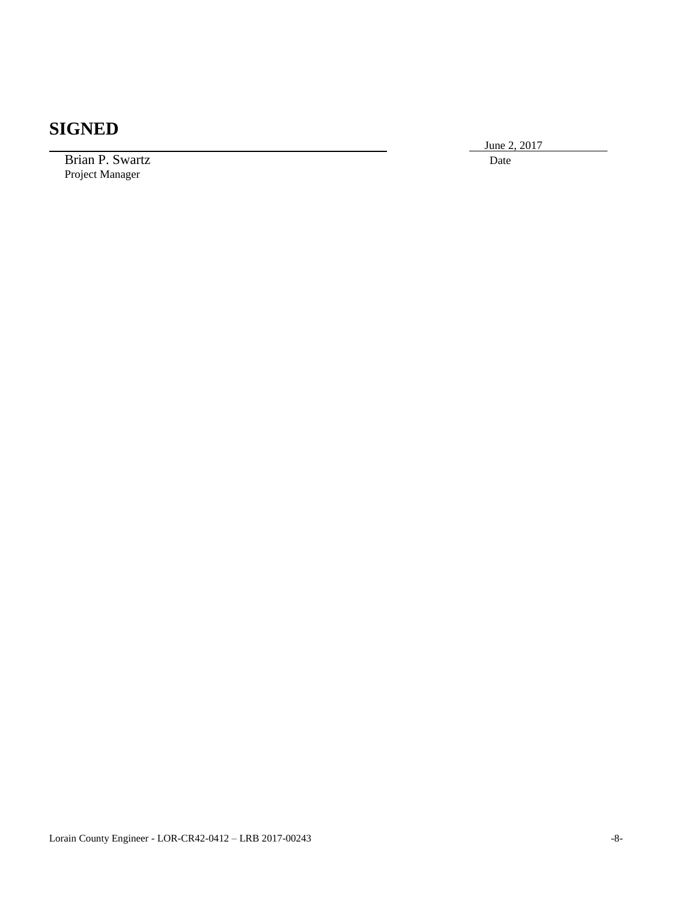**SIGNED**

Brian P. Swartz
Project Manager

June 2, 2017
Date